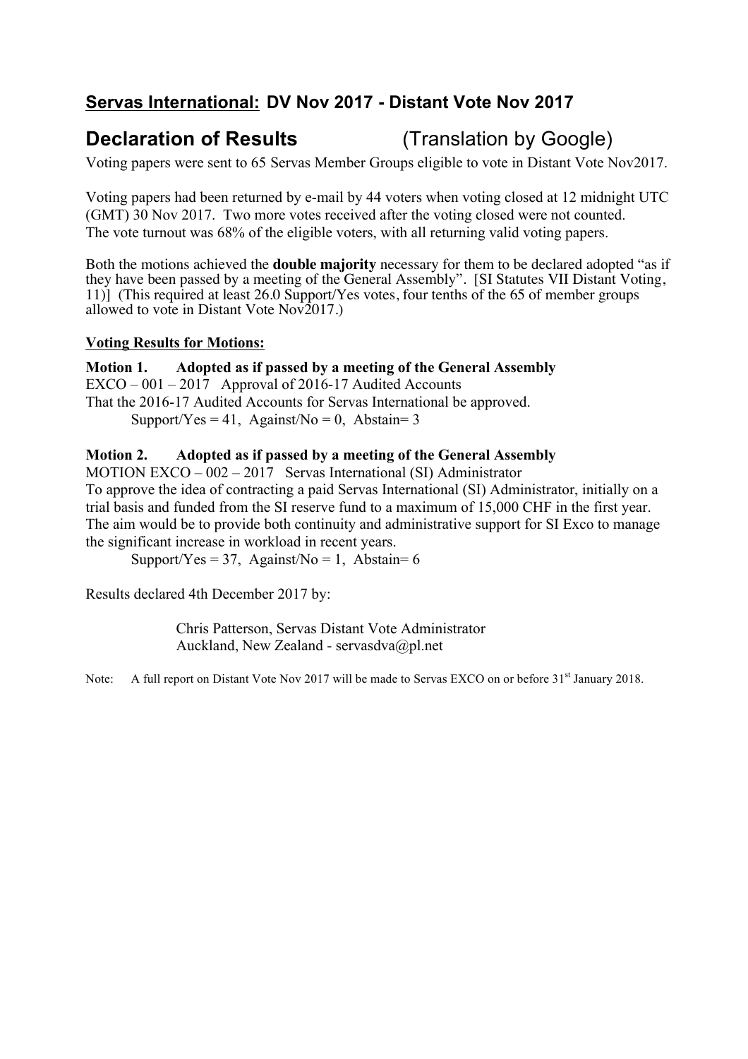## **Servas International:** DV Nov 2017 - Distant Vote Nov 2017

# **Declaration of Results** (Translation by Google)

Voting papers were sent to 65 Servas Member Groups eligible to vote in Distant Vote Nov2017.

Voting papers had been returned by e-mail by 44 voters when voting closed at 12 midnight UTC (GMT) 30 Nov 2017. Two more votes received after the voting closed were not counted. The vote turnout was 68% of the eligible voters, with all returning valid voting papers.

Both the motions achieved the **double majority** necessary for them to be declared adopted "as if they have been passed by a meeting of the General Assembly". [SI Statutes VII Distant Voting, 11)] (This required at least 26.0 Support/Yes votes, four tenths of the 65 of member groups allowed to vote in Distant Vote Nov2017.)

**Voting Results for Motions:**

**Motion 1. Adopted as if passed by a meeting of the General Assembly**
EXCO – 001 – 2017 Approval of 2016-17 Audited Accounts
That the 2016-17 Audited Accounts for Servas International be approved.
Support/Yes = 41, Against/No = 0, Abstain= 3

**Motion 2. Adopted as if passed by a meeting of the General Assembly**
MOTION EXCO – 002 – 2017 Servas International (SI) Administrator
To approve the idea of contracting a paid Servas International (SI) Administrator, initially on a trial basis and funded from the SI reserve fund to a maximum of 15,000 CHF in the first year. The aim would be to provide both continuity and administrative support for SI Exco to manage the significant increase in workload in recent years.
Support/Yes = 37, Against/No = 1, Abstain= 6

Results declared 4th December 2017 by:

Chris Patterson, Servas Distant Vote Administrator
Auckland, New Zealand - servasdva@pl.net

Note: A full report on Distant Vote Nov 2017 will be made to Servas EXCO on or before 31st January 2018.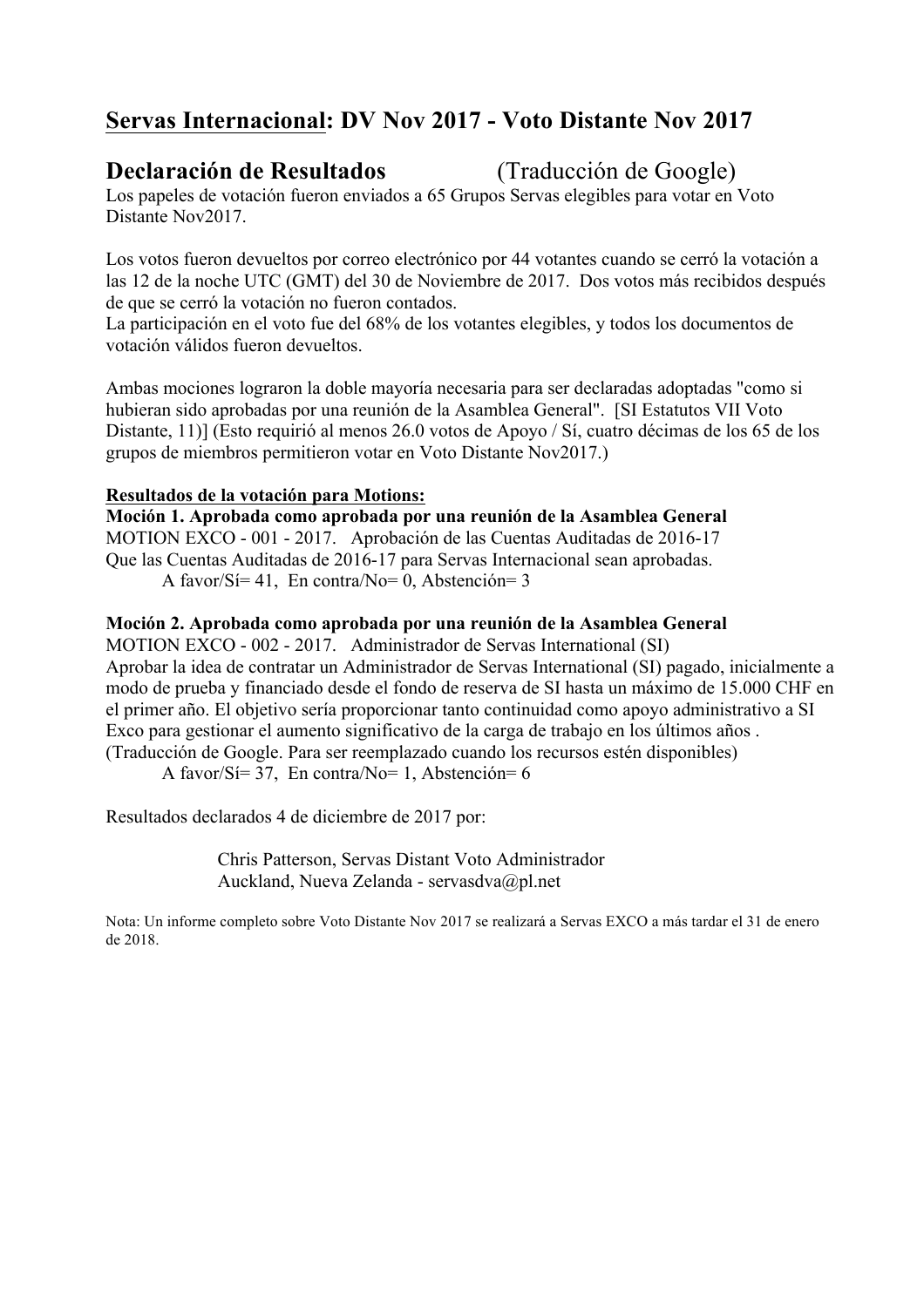# <u>Servas Internacional</u>: DV Nov 2017 - Voto Distante Nov 2017

## Declaración de Resultados (Traducción de Google)

Los papeles de votación fueron enviados a 65 Grupos Servas elegibles para votar en Voto Distante Nov2017.

Los votos fueron devueltos por correo electrónico por 44 votantes cuando se cerró la votación a las 12 de la noche UTC (GMT) del 30 de Noviembre de 2017. Dos votos más recibidos después de que se cerró la votación no fueron contados.
La participación en el voto fue del 68% de los votantes elegibles, y todos los documentos de votación válidos fueron devueltos.

Ambas mociones lograron la doble mayoría necesaria para ser declaradas adoptadas "como si hubieran sido aprobadas por una reunión de la Asamblea General". [SI Estatutos VII Voto Distante, 11)] (Esto requirió al menos 26.0 votos de Apoyo / Sí, cuatro décimas de los 65 de los grupos de miembros permitieron votar en Voto Distante Nov2017.)

**<u>Resultados de la votación para Motions:</u>**

**Moción 1. Aprobada como aprobada por una reunión de la Asamblea General**
MOTION EXCO - 001 - 2017. Aprobación de las Cuentas Auditadas de 2016-17
Que las Cuentas Auditadas de 2016-17 para Servas Internacional sean aprobadas.
A favor/Sí= 41, En contra/No= 0, Abstención= 3

**Moción 2. Aprobada como aprobada por una reunión de la Asamblea General**
MOTION EXCO - 002 - 2017. Administrador de Servas International (SI)
Aprobar la idea de contratar un Administrador de Servas International (SI) pagado, inicialmente a modo de prueba y financiado desde el fondo de reserva de SI hasta un máximo de 15.000 CHF en el primer año. El objetivo sería proporcionar tanto continuidad como apoyo administrativo a SI Exco para gestionar el aumento significativo de la carga de trabajo en los últimos años .
(Traducción de Google. Para ser reemplazado cuando los recursos estén disponibles)
A favor/Sí= 37, En contra/No= 1, Abstención= 6

Resultados declarados 4 de diciembre de 2017 por:

Chris Patterson, Servas Distant Voto Administrador
Auckland, Nueva Zelanda - servasdva@pl.net

Nota: Un informe completo sobre Voto Distante Nov 2017 se realizará a Servas EXCO a más tardar el 31 de enero de 2018.